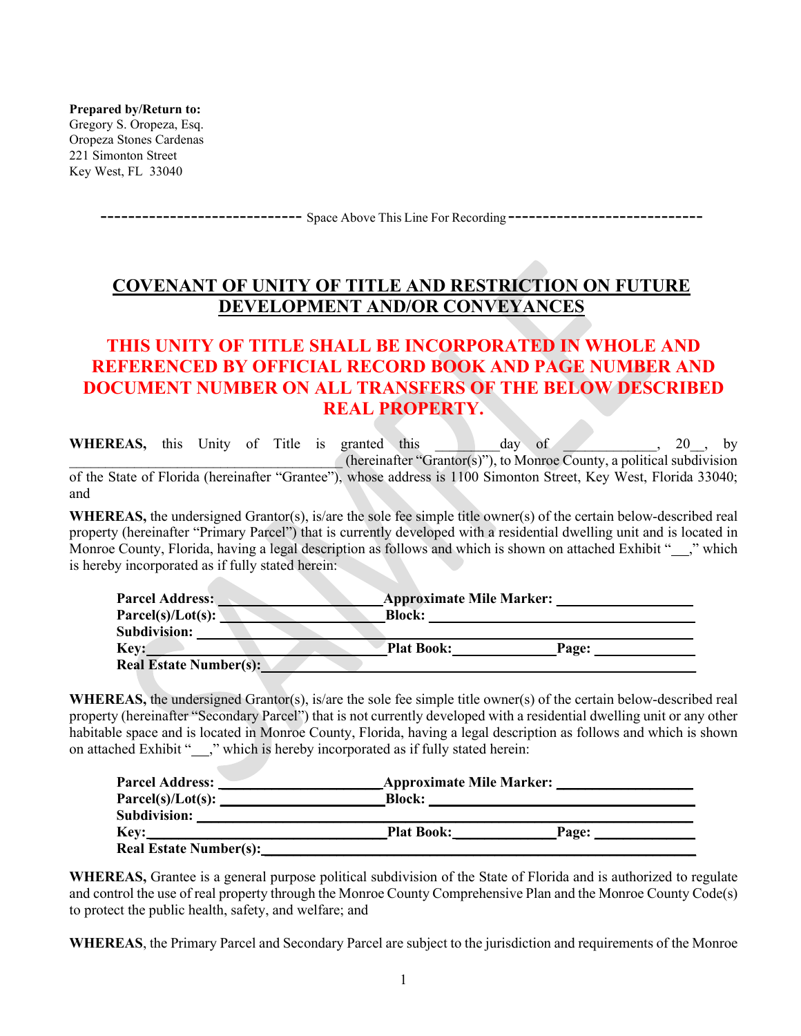**Prepared by/Return to:**
Gregory S. Oropeza, Esq.
Oropeza Stones Cardenas
221 Simonton Street
Key West, FL 33040

---------------------------- Space Above This Line For Recording ----------------------------

# COVENANT OF UNITY OF TITLE AND RESTRICTION ON FUTURE DEVELOPMENT AND/OR CONVEYANCES

## THIS UNITY OF TITLE SHALL BE INCORPORATED IN WHOLE AND REFERENCED BY OFFICIAL RECORD BOOK AND PAGE NUMBER AND DOCUMENT NUMBER ON ALL TRANSFERS OF THE BELOW DESCRIBED REAL PROPERTY.

**WHEREAS,** this Unity of Title is granted this _________day of _____________, 20__, by ____________________________________ (hereinafter "Grantor(s)"), to Monroe County, a political subdivision of the State of Florida (hereinafter "Grantee"), whose address is 1100 Simonton Street, Key West, Florida 33040; and

**WHEREAS,** the undersigned Grantor(s), is/are the sole fee simple title owner(s) of the certain below-described real property (hereinafter "Primary Parcel") that is currently developed with a residential dwelling unit and is located in Monroe County, Florida, having a legal description as follows and which is shown on attached Exhibit "__," which is hereby incorporated as if fully stated herein:

**Parcel Address:** ______________________ **Approximate Mile Marker:** __________________
**Parcel(s)/Lot(s):** ______________________ **Block:** ______________________________
**Subdivision:** ___________________________________________________________
**Key:** ______________________________ **Plat Book:** ______________ **Page:** ______________
**Real Estate Number(s):** ____________________________________________________

**WHEREAS,** the undersigned Grantor(s), is/are the sole fee simple title owner(s) of the certain below-described real property (hereinafter "Secondary Parcel") that is not currently developed with a residential dwelling unit or any other habitable space and is located in Monroe County, Florida, having a legal description as follows and which is shown on attached Exhibit "__," which is hereby incorporated as if fully stated herein:

**Parcel Address:** ______________________ **Approximate Mile Marker:** __________________
**Parcel(s)/Lot(s):** ______________________ **Block:** ______________________________
**Subdivision:** ___________________________________________________________
**Key:** ______________________________ **Plat Book:** ______________ **Page:** ______________
**Real Estate Number(s):** ____________________________________________________

**WHEREAS,** Grantee is a general purpose political subdivision of the State of Florida and is authorized to regulate and control the use of real property through the Monroe County Comprehensive Plan and the Monroe County Code(s) to protect the public health, safety, and welfare; and

**WHEREAS**, the Primary Parcel and Secondary Parcel are subject to the jurisdiction and requirements of the Monroe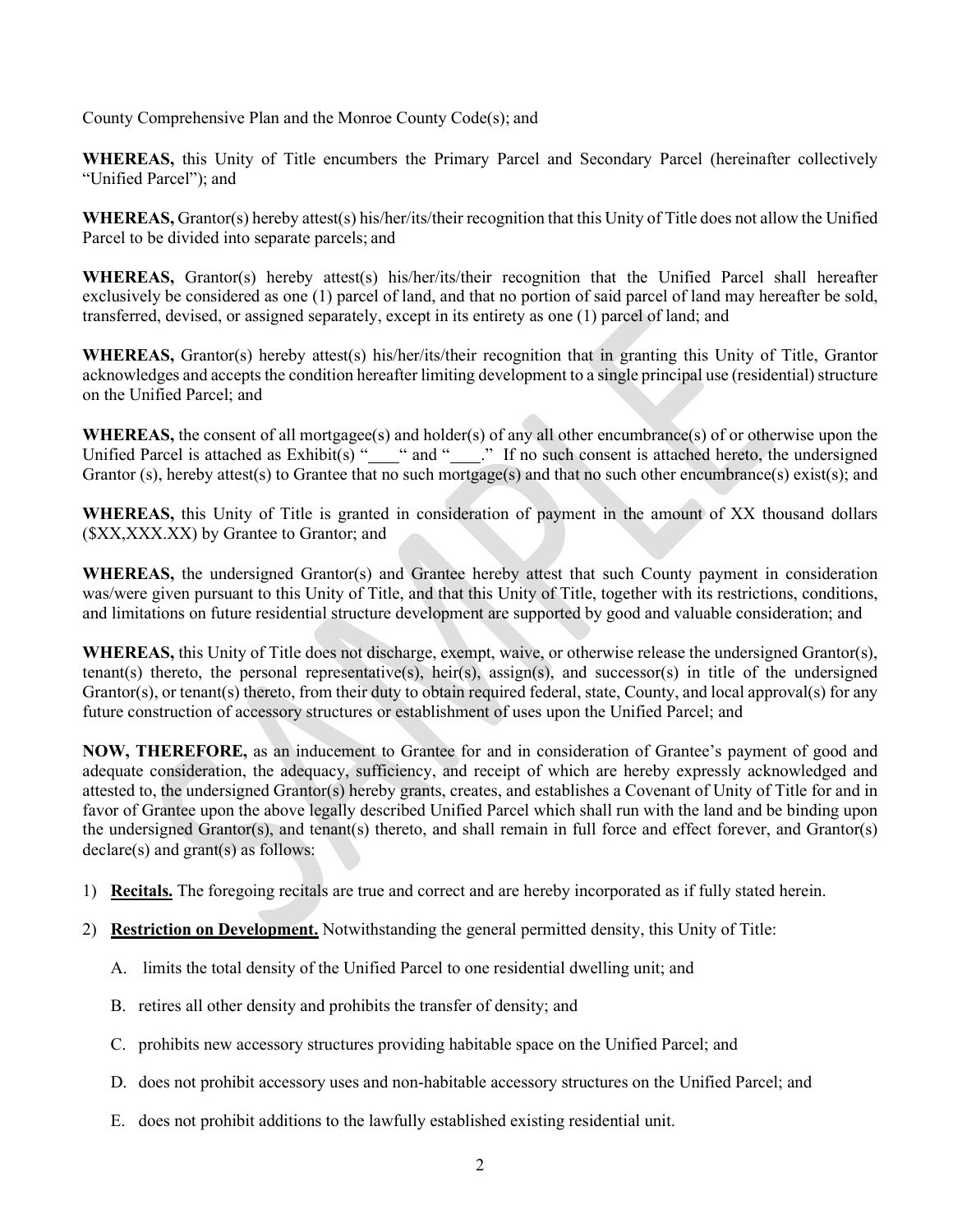County Comprehensive Plan and the Monroe County Code(s); and

**WHEREAS,** this Unity of Title encumbers the Primary Parcel and Secondary Parcel (hereinafter collectively "Unified Parcel"); and

**WHEREAS,** Grantor(s) hereby attest(s) his/her/its/their recognition that this Unity of Title does not allow the Unified Parcel to be divided into separate parcels; and

**WHEREAS,** Grantor(s) hereby attest(s) his/her/its/their recognition that the Unified Parcel shall hereafter exclusively be considered as one (1) parcel of land, and that no portion of said parcel of land may hereafter be sold, transferred, devised, or assigned separately, except in its entirety as one (1) parcel of land; and

**WHEREAS,** Grantor(s) hereby attest(s) his/her/its/their recognition that in granting this Unity of Title, Grantor acknowledges and accepts the condition hereafter limiting development to a single principal use (residential) structure on the Unified Parcel; and

**WHEREAS,** the consent of all mortgagee(s) and holder(s) of any all other encumbrance(s) of or otherwise upon the Unified Parcel is attached as Exhibit(s) "____" and "____." If no such consent is attached hereto, the undersigned Grantor (s), hereby attest(s) to Grantee that no such mortgage(s) and that no such other encumbrance(s) exist(s); and

**WHEREAS,** this Unity of Title is granted in consideration of payment in the amount of XX thousand dollars ($XX,XXX.XX) by Grantee to Grantor; and

**WHEREAS,** the undersigned Grantor(s) and Grantee hereby attest that such County payment in consideration was/were given pursuant to this Unity of Title, and that this Unity of Title, together with its restrictions, conditions, and limitations on future residential structure development are supported by good and valuable consideration; and

**WHEREAS,** this Unity of Title does not discharge, exempt, waive, or otherwise release the undersigned Grantor(s), tenant(s) thereto, the personal representative(s), heir(s), assign(s), and successor(s) in title of the undersigned Grantor(s), or tenant(s) thereto, from their duty to obtain required federal, state, County, and local approval(s) for any future construction of accessory structures or establishment of uses upon the Unified Parcel; and

**NOW, THEREFORE,** as an inducement to Grantee for and in consideration of Grantee's payment of good and adequate consideration, the adequacy, sufficiency, and receipt of which are hereby expressly acknowledged and attested to, the undersigned Grantor(s) hereby grants, creates, and establishes a Covenant of Unity of Title for and in favor of Grantee upon the above legally described Unified Parcel which shall run with the land and be binding upon the undersigned Grantor(s), and tenant(s) thereto, and shall remain in full force and effect forever, and Grantor(s) declare(s) and grant(s) as follows:

1) **<u>Recitals.</u>** The foregoing recitals are true and correct and are hereby incorporated as if fully stated herein.

2) **<u>Restriction on Development.</u>** Notwithstanding the general permitted density, this Unity of Title:

   A. limits the total density of the Unified Parcel to one residential dwelling unit; and

   B. retires all other density and prohibits the transfer of density; and

   C. prohibits new accessory structures providing habitable space on the Unified Parcel; and

   D. does not prohibit accessory uses and non-habitable accessory structures on the Unified Parcel; and

   E. does not prohibit additions to the lawfully established existing residential unit.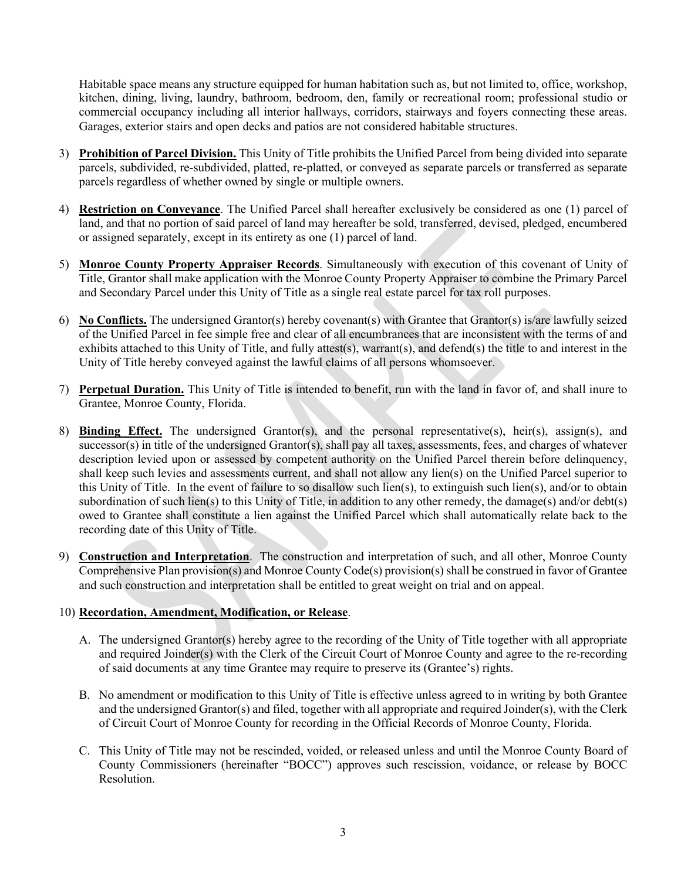Habitable space means any structure equipped for human habitation such as, but not limited to, office, workshop, kitchen, dining, living, laundry, bathroom, bedroom, den, family or recreational room; professional studio or commercial occupancy including all interior hallways, corridors, stairways and foyers connecting these areas. Garages, exterior stairs and open decks and patios are not considered habitable structures.

3) **Prohibition of Parcel Division.** This Unity of Title prohibits the Unified Parcel from being divided into separate parcels, subdivided, re-subdivided, platted, re-platted, or conveyed as separate parcels or transferred as separate parcels regardless of whether owned by single or multiple owners.

4) **Restriction on Conveyance**. The Unified Parcel shall hereafter exclusively be considered as one (1) parcel of land, and that no portion of said parcel of land may hereafter be sold, transferred, devised, pledged, encumbered or assigned separately, except in its entirety as one (1) parcel of land.

5) **Monroe County Property Appraiser Records**. Simultaneously with execution of this covenant of Unity of Title, Grantor shall make application with the Monroe County Property Appraiser to combine the Primary Parcel and Secondary Parcel under this Unity of Title as a single real estate parcel for tax roll purposes.

6) **No Conflicts.** The undersigned Grantor(s) hereby covenant(s) with Grantee that Grantor(s) is/are lawfully seized of the Unified Parcel in fee simple free and clear of all encumbrances that are inconsistent with the terms of and exhibits attached to this Unity of Title, and fully attest(s), warrant(s), and defend(s) the title to and interest in the Unity of Title hereby conveyed against the lawful claims of all persons whomsoever.

7) **Perpetual Duration.** This Unity of Title is intended to benefit, run with the land in favor of, and shall inure to Grantee, Monroe County, Florida.

8) **Binding Effect.** The undersigned Grantor(s), and the personal representative(s), heir(s), assign(s), and successor(s) in title of the undersigned Grantor(s), shall pay all taxes, assessments, fees, and charges of whatever description levied upon or assessed by competent authority on the Unified Parcel therein before delinquency, shall keep such levies and assessments current, and shall not allow any lien(s) on the Unified Parcel superior to this Unity of Title. In the event of failure to so disallow such lien(s), to extinguish such lien(s), and/or to obtain subordination of such lien(s) to this Unity of Title, in addition to any other remedy, the damage(s) and/or debt(s) owed to Grantee shall constitute a lien against the Unified Parcel which shall automatically relate back to the recording date of this Unity of Title.

9) **Construction and Interpretation**. The construction and interpretation of such, and all other, Monroe County Comprehensive Plan provision(s) and Monroe County Code(s) provision(s) shall be construed in favor of Grantee and such construction and interpretation shall be entitled to great weight on trial and on appeal.

10) **Recordation, Amendment, Modification, or Release**.

   A. The undersigned Grantor(s) hereby agree to the recording of the Unity of Title together with all appropriate and required Joinder(s) with the Clerk of the Circuit Court of Monroe County and agree to the re-recording of said documents at any time Grantee may require to preserve its (Grantee's) rights.

   B. No amendment or modification to this Unity of Title is effective unless agreed to in writing by both Grantee and the undersigned Grantor(s) and filed, together with all appropriate and required Joinder(s), with the Clerk of Circuit Court of Monroe County for recording in the Official Records of Monroe County, Florida.

   C. This Unity of Title may not be rescinded, voided, or released unless and until the Monroe County Board of County Commissioners (hereinafter "BOCC") approves such rescission, voidance, or release by BOCC Resolution.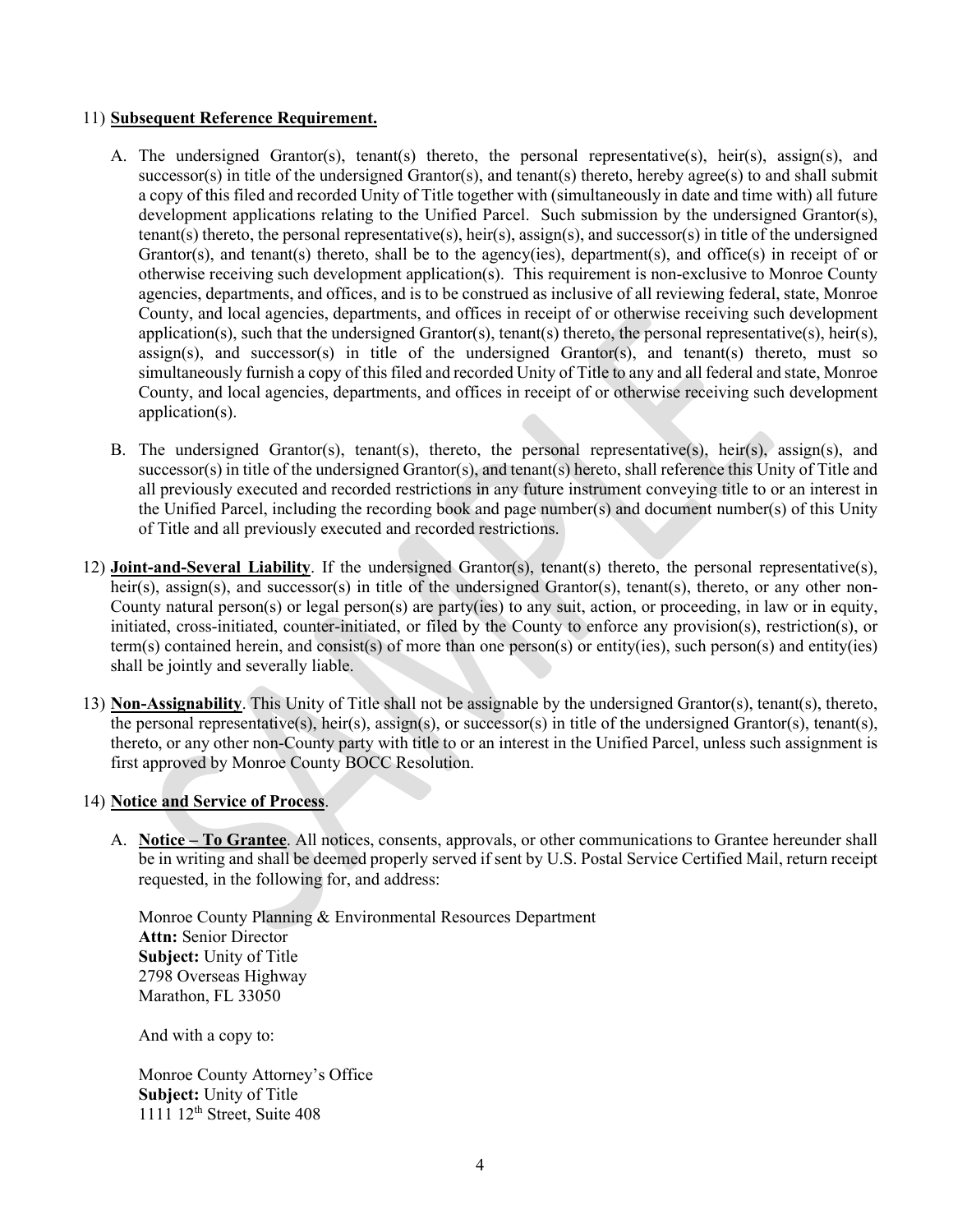11) **Subsequent Reference Requirement.**

   A. The undersigned Grantor(s), tenant(s) thereto, the personal representative(s), heir(s), assign(s), and successor(s) in title of the undersigned Grantor(s), and tenant(s) thereto, hereby agree(s) to and shall submit a copy of this filed and recorded Unity of Title together with (simultaneously in date and time with) all future development applications relating to the Unified Parcel. Such submission by the undersigned Grantor(s), tenant(s) thereto, the personal representative(s), heir(s), assign(s), and successor(s) in title of the undersigned Grantor(s), and tenant(s) thereto, shall be to the agency(ies), department(s), and office(s) in receipt of or otherwise receiving such development application(s). This requirement is non-exclusive to Monroe County agencies, departments, and offices, and is to be construed as inclusive of all reviewing federal, state, Monroe County, and local agencies, departments, and offices in receipt of or otherwise receiving such development application(s), such that the undersigned Grantor(s), tenant(s) thereto, the personal representative(s), heir(s), assign(s), and successor(s) in title of the undersigned Grantor(s), and tenant(s) thereto, must so simultaneously furnish a copy of this filed and recorded Unity of Title to any and all federal and state, Monroe County, and local agencies, departments, and offices in receipt of or otherwise receiving such development application(s).

   B. The undersigned Grantor(s), tenant(s), thereto, the personal representative(s), heir(s), assign(s), and successor(s) in title of the undersigned Grantor(s), and tenant(s) hereto, shall reference this Unity of Title and all previously executed and recorded restrictions in any future instrument conveying title to or an interest in the Unified Parcel, including the recording book and page number(s) and document number(s) of this Unity of Title and all previously executed and recorded restrictions.

12) **Joint-and-Several Liability**. If the undersigned Grantor(s), tenant(s) thereto, the personal representative(s), heir(s), assign(s), and successor(s) in title of the undersigned Grantor(s), tenant(s), thereto, or any other non-County natural person(s) or legal person(s) are party(ies) to any suit, action, or proceeding, in law or in equity, initiated, cross-initiated, counter-initiated, or filed by the County to enforce any provision(s), restriction(s), or term(s) contained herein, and consist(s) of more than one person(s) or entity(ies), such person(s) and entity(ies) shall be jointly and severally liable.

13) **Non-Assignability**. This Unity of Title shall not be assignable by the undersigned Grantor(s), tenant(s), thereto, the personal representative(s), heir(s), assign(s), or successor(s) in title of the undersigned Grantor(s), tenant(s), thereto, or any other non-County party with title to or an interest in the Unified Parcel, unless such assignment is first approved by Monroe County BOCC Resolution.

14) **Notice and Service of Process**.

   A. **Notice – To Grantee**. All notices, consents, approvals, or other communications to Grantee hereunder shall be in writing and shall be deemed properly served if sent by U.S. Postal Service Certified Mail, return receipt requested, in the following for, and address:

   Monroe County Planning & Environmental Resources Department
   **Attn:** Senior Director
   **Subject:** Unity of Title
   2798 Overseas Highway
   Marathon, FL 33050

   And with a copy to:

   Monroe County Attorney's Office
   **Subject:** Unity of Title
   1111 12th Street, Suite 408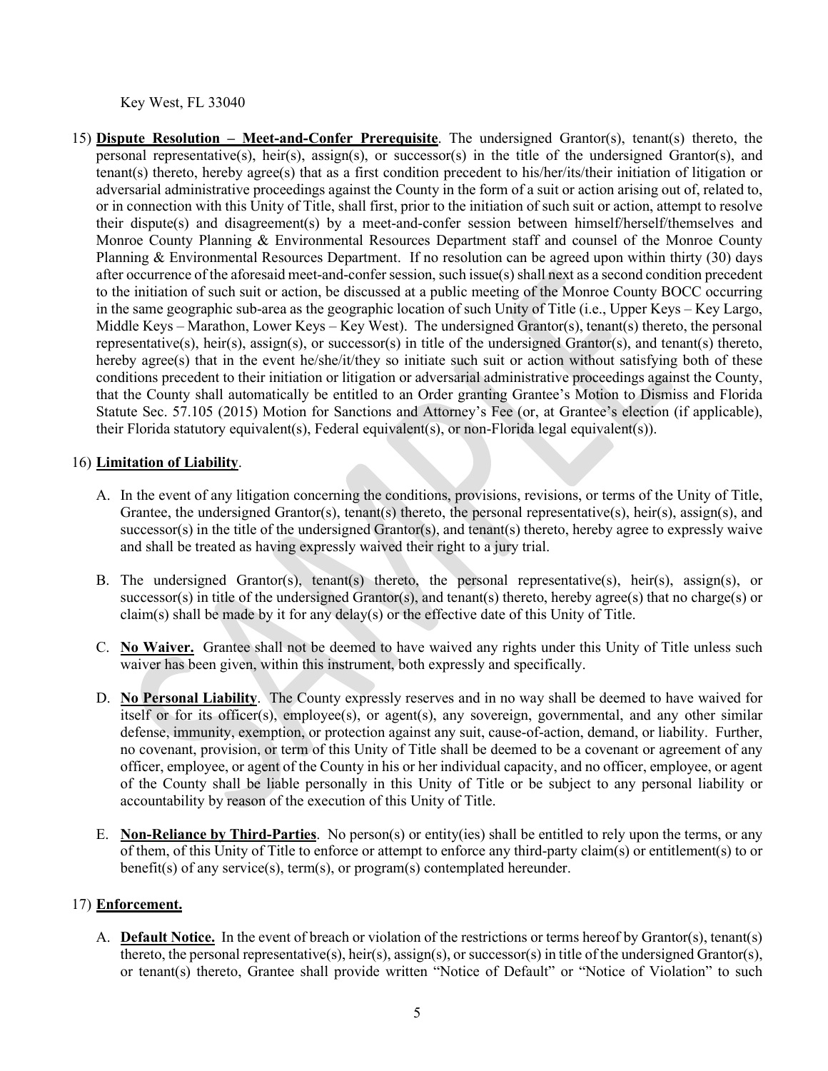Key West, FL 33040

15) **Dispute Resolution – Meet-and-Confer Prerequisite**. The undersigned Grantor(s), tenant(s) thereto, the personal representative(s), heir(s), assign(s), or successor(s) in the title of the undersigned Grantor(s), and tenant(s) thereto, hereby agree(s) that as a first condition precedent to his/her/its/their initiation of litigation or adversarial administrative proceedings against the County in the form of a suit or action arising out of, related to, or in connection with this Unity of Title, shall first, prior to the initiation of such suit or action, attempt to resolve their dispute(s) and disagreement(s) by a meet-and-confer session between himself/herself/themselves and Monroe County Planning & Environmental Resources Department staff and counsel of the Monroe County Planning & Environmental Resources Department. If no resolution can be agreed upon within thirty (30) days after occurrence of the aforesaid meet-and-confer session, such issue(s) shall next as a second condition precedent to the initiation of such suit or action, be discussed at a public meeting of the Monroe County BOCC occurring in the same geographic sub-area as the geographic location of such Unity of Title (i.e., Upper Keys – Key Largo, Middle Keys – Marathon, Lower Keys – Key West). The undersigned Grantor(s), tenant(s) thereto, the personal representative(s), heir(s), assign(s), or successor(s) in title of the undersigned Grantor(s), and tenant(s) thereto, hereby agree(s) that in the event he/she/it/they so initiate such suit or action without satisfying both of these conditions precedent to their initiation or litigation or adversarial administrative proceedings against the County, that the County shall automatically be entitled to an Order granting Grantee's Motion to Dismiss and Florida Statute Sec. 57.105 (2015) Motion for Sanctions and Attorney's Fee (or, at Grantee's election (if applicable), their Florida statutory equivalent(s), Federal equivalent(s), or non-Florida legal equivalent(s)).

16) **Limitation of Liability**.

A. In the event of any litigation concerning the conditions, provisions, revisions, or terms of the Unity of Title, Grantee, the undersigned Grantor(s), tenant(s) thereto, the personal representative(s), heir(s), assign(s), and successor(s) in the title of the undersigned Grantor(s), and tenant(s) thereto, hereby agree to expressly waive and shall be treated as having expressly waived their right to a jury trial.

B. The undersigned Grantor(s), tenant(s) thereto, the personal representative(s), heir(s), assign(s), or successor(s) in title of the undersigned Grantor(s), and tenant(s) thereto, hereby agree(s) that no charge(s) or claim(s) shall be made by it for any delay(s) or the effective date of this Unity of Title.

C. **No Waiver.** Grantee shall not be deemed to have waived any rights under this Unity of Title unless such waiver has been given, within this instrument, both expressly and specifically.

D. **No Personal Liability**. The County expressly reserves and in no way shall be deemed to have waived for itself or for its officer(s), employee(s), or agent(s), any sovereign, governmental, and any other similar defense, immunity, exemption, or protection against any suit, cause-of-action, demand, or liability. Further, no covenant, provision, or term of this Unity of Title shall be deemed to be a covenant or agreement of any officer, employee, or agent of the County in his or her individual capacity, and no officer, employee, or agent of the County shall be liable personally in this Unity of Title or be subject to any personal liability or accountability by reason of the execution of this Unity of Title.

E. **Non-Reliance by Third-Parties**. No person(s) or entity(ies) shall be entitled to rely upon the terms, or any of them, of this Unity of Title to enforce or attempt to enforce any third-party claim(s) or entitlement(s) to or benefit(s) of any service(s), term(s), or program(s) contemplated hereunder.

17) **Enforcement.**

A. **Default Notice.** In the event of breach or violation of the restrictions or terms hereof by Grantor(s), tenant(s) thereto, the personal representative(s), heir(s), assign(s), or successor(s) in title of the undersigned Grantor(s), or tenant(s) thereto, Grantee shall provide written "Notice of Default" or "Notice of Violation" to such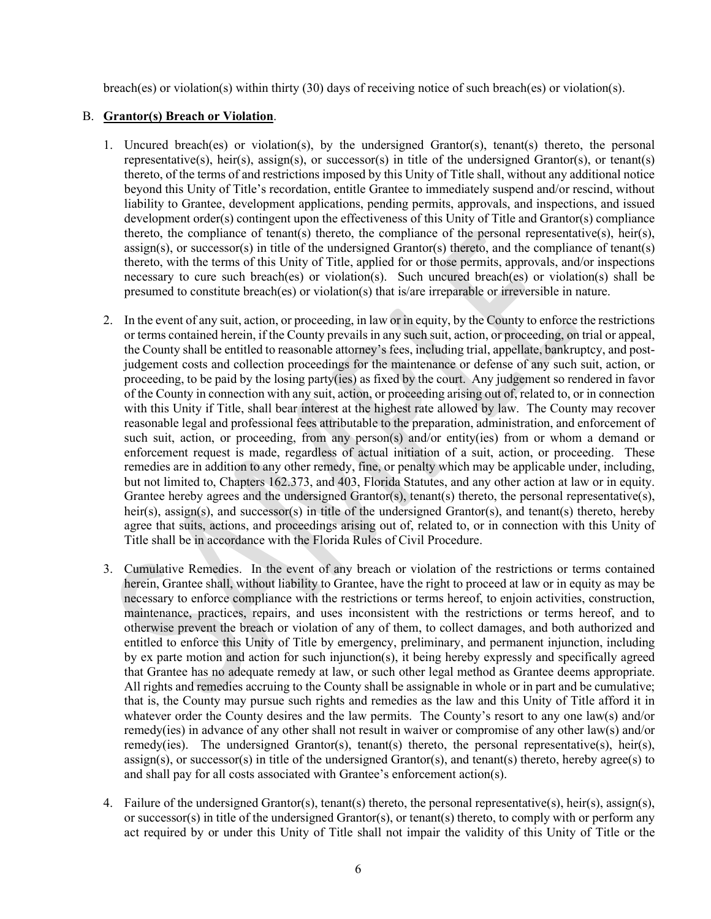breach(es) or violation(s) within thirty (30) days of receiving notice of such breach(es) or violation(s).

B. **<u>Grantor(s) Breach or Violation</u>**.

1. Uncured breach(es) or violation(s), by the undersigned Grantor(s), tenant(s) thereto, the personal representative(s), heir(s), assign(s), or successor(s) in title of the undersigned Grantor(s), or tenant(s) thereto, of the terms of and restrictions imposed by this Unity of Title shall, without any additional notice beyond this Unity of Title's recordation, entitle Grantee to immediately suspend and/or rescind, without liability to Grantee, development applications, pending permits, approvals, and inspections, and issued development order(s) contingent upon the effectiveness of this Unity of Title and Grantor(s) compliance thereto, the compliance of tenant(s) thereto, the compliance of the personal representative(s), heir(s), assign(s), or successor(s) in title of the undersigned Grantor(s) thereto, and the compliance of tenant(s) thereto, with the terms of this Unity of Title, applied for or those permits, approvals, and/or inspections necessary to cure such breach(es) or violation(s). Such uncured breach(es) or violation(s) shall be presumed to constitute breach(es) or violation(s) that is/are irreparable or irreversible in nature.

2. In the event of any suit, action, or proceeding, in law or in equity, by the County to enforce the restrictions or terms contained herein, if the County prevails in any such suit, action, or proceeding, on trial or appeal, the County shall be entitled to reasonable attorney's fees, including trial, appellate, bankruptcy, and post-judgement costs and collection proceedings for the maintenance or defense of any such suit, action, or proceeding, to be paid by the losing party(ies) as fixed by the court. Any judgement so rendered in favor of the County in connection with any suit, action, or proceeding arising out of, related to, or in connection with this Unity if Title, shall bear interest at the highest rate allowed by law. The County may recover reasonable legal and professional fees attributable to the preparation, administration, and enforcement of such suit, action, or proceeding, from any person(s) and/or entity(ies) from or whom a demand or enforcement request is made, regardless of actual initiation of a suit, action, or proceeding. These remedies are in addition to any other remedy, fine, or penalty which may be applicable under, including, but not limited to, Chapters 162.373, and 403, Florida Statutes, and any other action at law or in equity. Grantee hereby agrees and the undersigned Grantor(s), tenant(s) thereto, the personal representative(s), heir(s), assign(s), and successor(s) in title of the undersigned Grantor(s), and tenant(s) thereto, hereby agree that suits, actions, and proceedings arising out of, related to, or in connection with this Unity of Title shall be in accordance with the Florida Rules of Civil Procedure.

3. Cumulative Remedies. In the event of any breach or violation of the restrictions or terms contained herein, Grantee shall, without liability to Grantee, have the right to proceed at law or in equity as may be necessary to enforce compliance with the restrictions or terms hereof, to enjoin activities, construction, maintenance, practices, repairs, and uses inconsistent with the restrictions or terms hereof, and to otherwise prevent the breach or violation of any of them, to collect damages, and both authorized and entitled to enforce this Unity of Title by emergency, preliminary, and permanent injunction, including by ex parte motion and action for such injunction(s), it being hereby expressly and specifically agreed that Grantee has no adequate remedy at law, or such other legal method as Grantee deems appropriate. All rights and remedies accruing to the County shall be assignable in whole or in part and be cumulative; that is, the County may pursue such rights and remedies as the law and this Unity of Title afford it in whatever order the County desires and the law permits. The County's resort to any one law(s) and/or remedy(ies) in advance of any other shall not result in waiver or compromise of any other law(s) and/or remedy(ies). The undersigned Grantor(s), tenant(s) thereto, the personal representative(s), heir(s), assign(s), or successor(s) in title of the undersigned Grantor(s), and tenant(s) thereto, hereby agree(s) to and shall pay for all costs associated with Grantee's enforcement action(s).

4. Failure of the undersigned Grantor(s), tenant(s) thereto, the personal representative(s), heir(s), assign(s), or successor(s) in title of the undersigned Grantor(s), or tenant(s) thereto, to comply with or perform any act required by or under this Unity of Title shall not impair the validity of this Unity of Title or the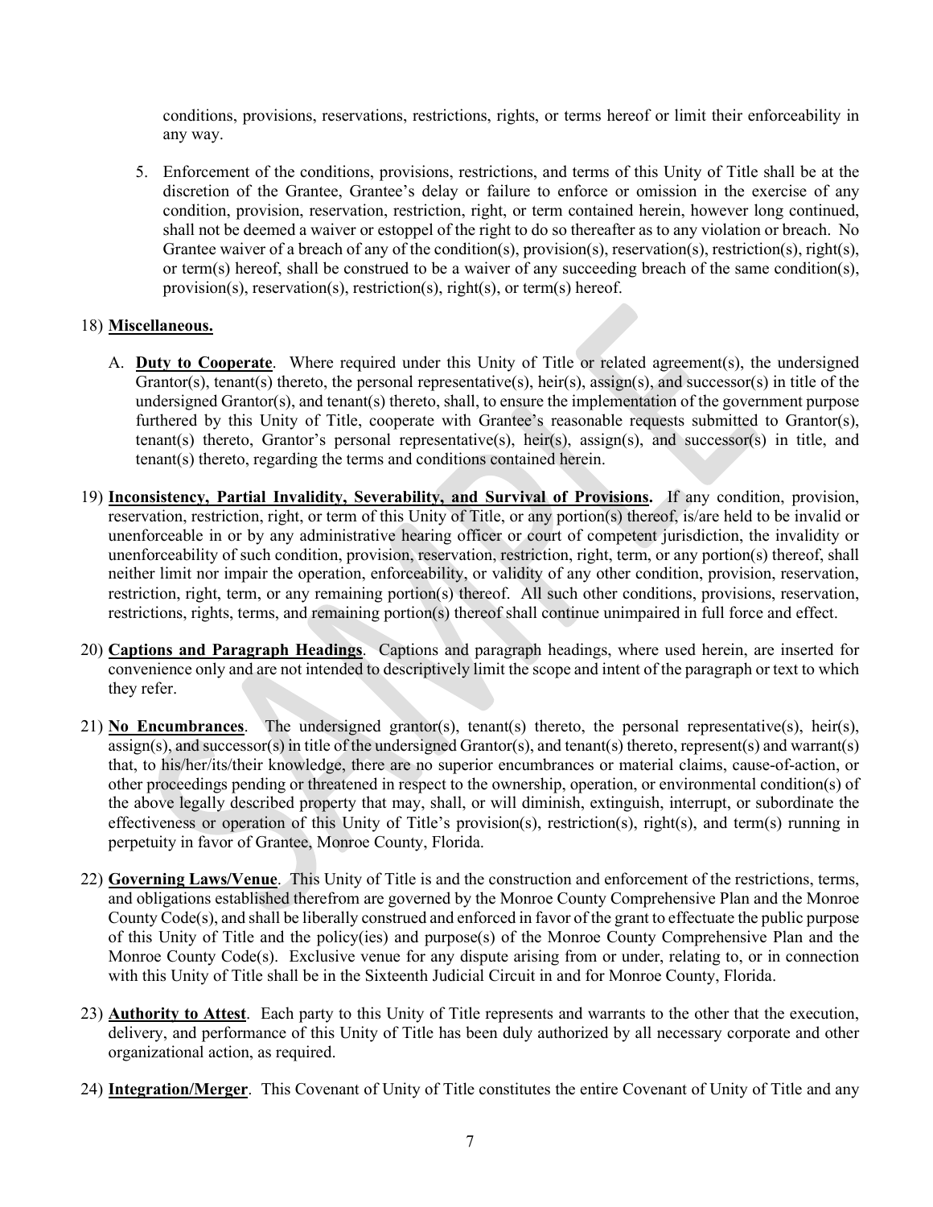conditions, provisions, reservations, restrictions, rights, or terms hereof or limit their enforceability in any way.

5. Enforcement of the conditions, provisions, restrictions, and terms of this Unity of Title shall be at the discretion of the Grantee, Grantee's delay or failure to enforce or omission in the exercise of any condition, provision, reservation, restriction, right, or term contained herein, however long continued, shall not be deemed a waiver or estoppel of the right to do so thereafter as to any violation or breach. No Grantee waiver of a breach of any of the condition(s), provision(s), reservation(s), restriction(s), right(s), or term(s) hereof, shall be construed to be a waiver of any succeeding breach of the same condition(s), provision(s), reservation(s), restriction(s), right(s), or term(s) hereof.

18) **<u>Miscellaneous.</u>**

A. **<u>Duty to Cooperate</u>**. Where required under this Unity of Title or related agreement(s), the undersigned Grantor(s), tenant(s) thereto, the personal representative(s), heir(s), assign(s), and successor(s) in title of the undersigned Grantor(s), and tenant(s) thereto, shall, to ensure the implementation of the government purpose furthered by this Unity of Title, cooperate with Grantee's reasonable requests submitted to Grantor(s), tenant(s) thereto, Grantor's personal representative(s), heir(s), assign(s), and successor(s) in title, and tenant(s) thereto, regarding the terms and conditions contained herein.

19) **<u>Inconsistency, Partial Invalidity, Severability, and Survival of Provisions</u>.** If any condition, provision, reservation, restriction, right, or term of this Unity of Title, or any portion(s) thereof, is/are held to be invalid or unenforceable in or by any administrative hearing officer or court of competent jurisdiction, the invalidity or unenforceability of such condition, provision, reservation, restriction, right, term, or any portion(s) thereof, shall neither limit nor impair the operation, enforceability, or validity of any other condition, provision, reservation, restriction, right, term, or any remaining portion(s) thereof. All such other conditions, provisions, reservation, restrictions, rights, terms, and remaining portion(s) thereof shall continue unimpaired in full force and effect.

20) **<u>Captions and Paragraph Headings</u>**. Captions and paragraph headings, where used herein, are inserted for convenience only and are not intended to descriptively limit the scope and intent of the paragraph or text to which they refer.

21) **<u>No Encumbrances</u>**. The undersigned grantor(s), tenant(s) thereto, the personal representative(s), heir(s), assign(s), and successor(s) in title of the undersigned Grantor(s), and tenant(s) thereto, represent(s) and warrant(s) that, to his/her/its/their knowledge, there are no superior encumbrances or material claims, cause-of-action, or other proceedings pending or threatened in respect to the ownership, operation, or environmental condition(s) of the above legally described property that may, shall, or will diminish, extinguish, interrupt, or subordinate the effectiveness or operation of this Unity of Title's provision(s), restriction(s), right(s), and term(s) running in perpetuity in favor of Grantee, Monroe County, Florida.

22) **<u>Governing Laws/Venue</u>**. This Unity of Title is and the construction and enforcement of the restrictions, terms, and obligations established therefrom are governed by the Monroe County Comprehensive Plan and the Monroe County Code(s), and shall be liberally construed and enforced in favor of the grant to effectuate the public purpose of this Unity of Title and the policy(ies) and purpose(s) of the Monroe County Comprehensive Plan and the Monroe County Code(s). Exclusive venue for any dispute arising from or under, relating to, or in connection with this Unity of Title shall be in the Sixteenth Judicial Circuit in and for Monroe County, Florida.

23) **<u>Authority to Attest</u>**. Each party to this Unity of Title represents and warrants to the other that the execution, delivery, and performance of this Unity of Title has been duly authorized by all necessary corporate and other organizational action, as required.

24) **<u>Integration/Merger</u>**. This Covenant of Unity of Title constitutes the entire Covenant of Unity of Title and any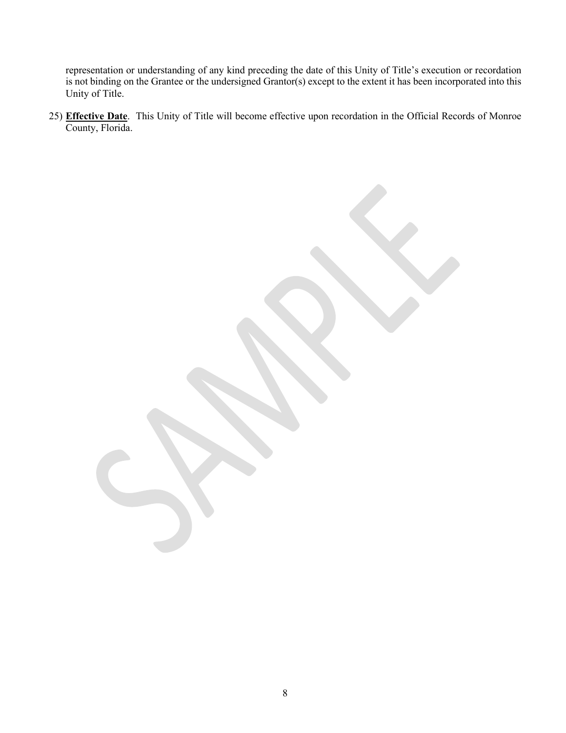representation or understanding of any kind preceding the date of this Unity of Title's execution or recordation is not binding on the Grantee or the undersigned Grantor(s) except to the extent it has been incorporated into this Unity of Title.

25) **Effective Date**. This Unity of Title will become effective upon recordation in the Official Records of Monroe County, Florida.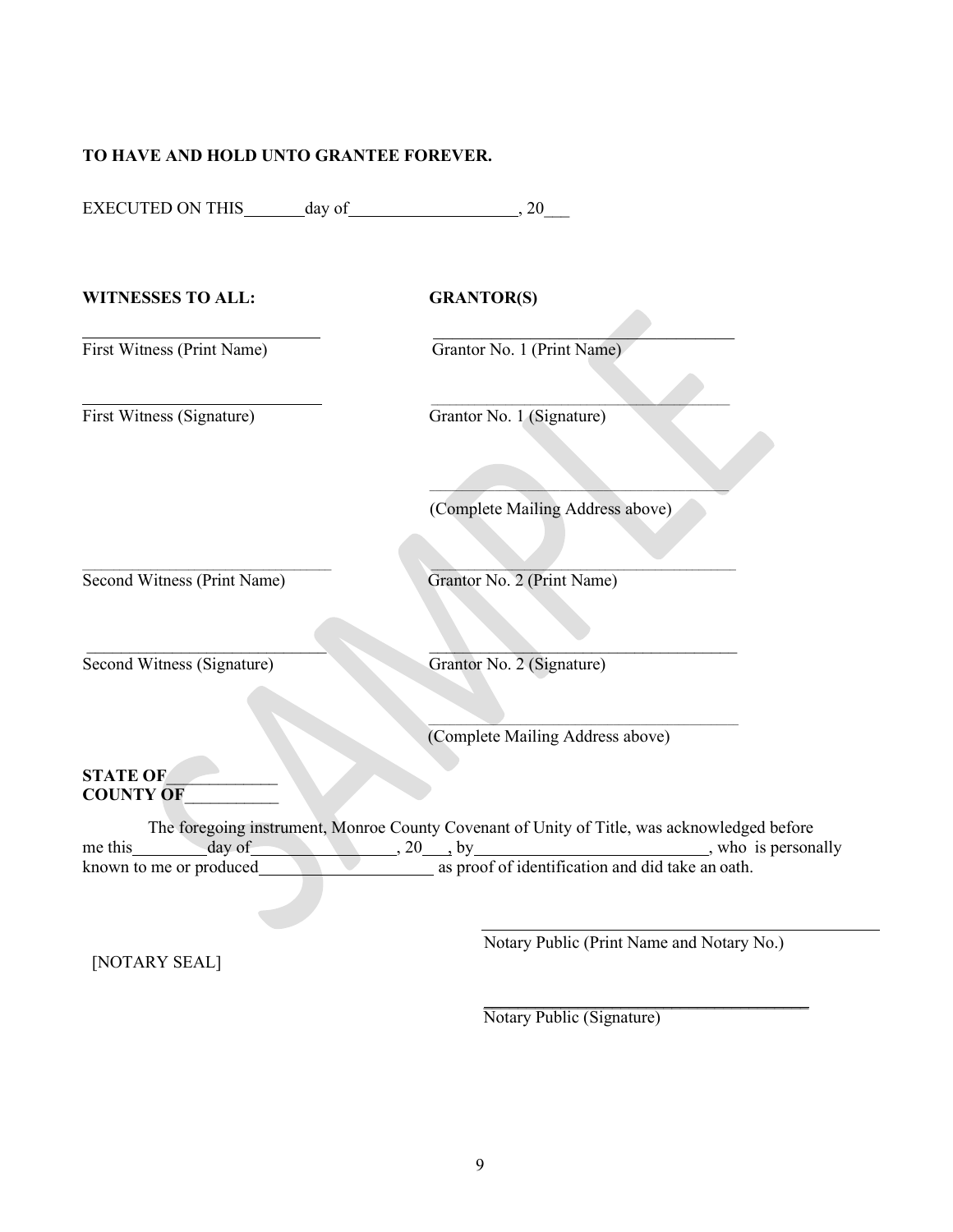**TO HAVE AND HOLD UNTO GRANTEE FOREVER.**

EXECUTED ON THIS_______day of___________________, 20___

| **WITNESSES TO ALL:** | **GRANTOR(S)** |
|---|---|
| ______________________________ | ______________________________ |
| First Witness (Print Name) | Grantor No. 1 (Print Name) |
| ______________________________ | ______________________________ |
| First Witness (Signature) | Grantor No. 1 (Signature) |
| | ______________________________ |
| | (Complete Mailing Address above) |
| ______________________________ | ______________________________ |
| Second Witness (Print Name) | Grantor No. 2 (Print Name) |
| ______________________________ | ______________________________ |
| Second Witness (Signature) | Grantor No. 2 (Signature) |
| | ______________________________ |
| | (Complete Mailing Address above) |

**STATE OF**____________
**COUNTY OF**___________

The foregoing instrument, Monroe County Covenant of Unity of Title, was acknowledged before me this________day of_________________, 20___, by__________________________, who is personally known to me or produced____________________ as proof of identification and did take an oath.

______________________________
Notary Public (Print Name and Notary No.)

[NOTARY SEAL]

______________________________
Notary Public (Signature)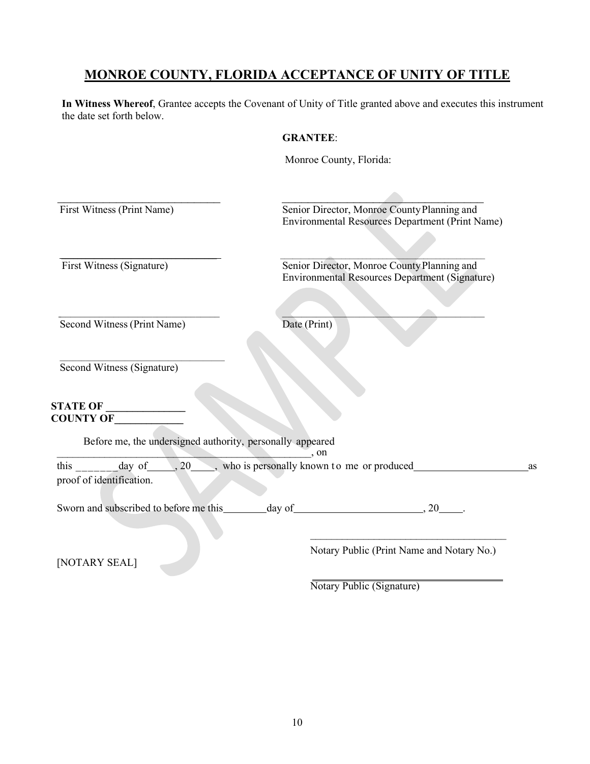# MONROE COUNTY, FLORIDA ACCEPTANCE OF UNITY OF TITLE

**In Witness Whereof**, Grantee accepts the Covenant of Unity of Title granted above and executes this instrument the date set forth below.

**GRANTEE**:

Monroe County, Florida:

\_\_\_\_\_\_\_\_\_\_\_\_\_\_\_\_\_\_\_\_\_\_\_\_\_\_\_\_\_\_\_\_
First Witness (Print Name)

\_\_\_\_\_\_\_\_\_\_\_\_\_\_\_\_\_\_\_\_\_\_\_\_\_\_\_\_\_\_\_\_\_\_\_\_\_\_\_\_
Senior Director, Monroe County Planning and Environmental Resources Department (Print Name)

\_\_\_\_\_\_\_\_\_\_\_\_\_\_\_\_\_\_\_\_\_\_\_\_\_\_\_\_\_\_\_\_
First Witness (Signature)

\_\_\_\_\_\_\_\_\_\_\_\_\_\_\_\_\_\_\_\_\_\_\_\_\_\_\_\_\_\_\_\_\_\_\_\_\_\_\_\_
Senior Director, Monroe County Planning and Environmental Resources Department (Signature)

\_\_\_\_\_\_\_\_\_\_\_\_\_\_\_\_\_\_\_\_\_\_\_\_\_\_\_\_\_\_\_\_
Second Witness (Print Name)

\_\_\_\_\_\_\_\_\_\_\_\_\_\_\_\_\_\_\_\_\_\_\_\_\_\_\_\_\_\_\_\_\_\_\_\_\_\_\_\_
Date (Print)

\_\_\_\_\_\_\_\_\_\_\_\_\_\_\_\_\_\_\_\_\_\_\_\_\_\_\_\_\_\_\_\_
Second Witness (Signature)

**STATE OF \_\_\_\_\_\_\_\_\_\_\_\_\_\_\_**
**COUNTY OF\_\_\_\_\_\_\_\_\_\_\_\_\_**

Before me, the undersigned authority, personally appeared \_\_\_\_\_\_\_\_\_\_\_\_\_\_\_\_\_\_\_\_\_\_\_\_\_\_\_\_\_\_\_\_\_\_\_\_\_\_\_\_\_\_\_\_\_\_\_\_\_\_, on this \_\_\_\_\_\_\_day of\_\_\_\_\_, 20\_\_\_\_, who is personally known to me or produced\_\_\_\_\_\_\_\_\_\_\_\_\_\_\_\_\_\_\_\_\_\_ as proof of identification.

Sworn and subscribed to before me this\_\_\_\_\_\_\_\_day of\_\_\_\_\_\_\_\_\_\_\_\_\_\_\_\_\_\_\_\_\_\_\_\_, 20\_\_\_\_.

\_\_\_\_\_\_\_\_\_\_\_\_\_\_\_\_\_\_\_\_\_\_\_\_\_\_\_\_\_\_\_\_\_\_\_\_\_\_\_
Notary Public (Print Name and Notary No.)

[NOTARY SEAL]

\_\_\_\_\_\_\_\_\_\_\_\_\_\_\_\_\_\_\_\_\_\_\_\_\_\_\_\_\_\_\_\_\_\_\_\_\_\_\_
Notary Public (Signature)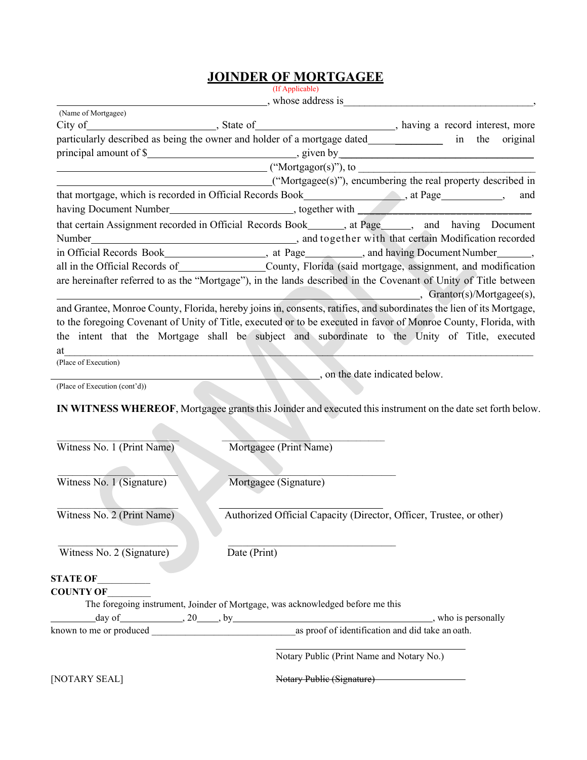# JOINDER OF MORTGAGEE

(If Applicable)

_________________________________________, whose address is_____________________________________,
(Name of Mortgagee)

City of________________________, State of__________________________, having a record interest, more particularly described as being the owner and holder of a mortgage dated______________ in the original principal amount of $____________________________, given by_____________________________________ _________________________________________ ("Mortgagor(s)"), to ____________________________________ _________________________________________("Mortgagee(s)"), encumbering the real property described in that mortgage, which is recorded in Official Records Book__________________, at Page____________, and having Document Number_______________________, together with _________________________________ that certain Assignment recorded in Official Records Book_______, at Page______, and having Document Number__________________________________________, and together with that certain Modification recorded in Official Records Book____________________, at Page___________, and having Document Number______, all in the Official Records of________________County, Florida (said mortgage, assignment, and modification are hereinafter referred to as the "Mortgage"), in the lands described in the Covenant of Unity of Title between _____________________________________________________________________, Grantor(s)/Mortgagee(s), and Grantee, Monroe County, Florida, hereby joins in, consents, ratifies, and subordinates the lien of its Mortgage, to the foregoing Covenant of Unity of Title, executed or to be executed in favor of Monroe County, Florida, with the intent that the Mortgage shall be subject and subordinate to the Unity of Title, executed at______________________________________________________________________________________
(Place of Execution)

_____________________________________________________, on the date indicated below.
(Place of Execution (cont'd))

**IN WITNESS WHEREOF**, Mortgagee grants this Joinder and executed this instrument on the date set forth below.

| | |
|---|---|
| ______________________ Witness No. 1 (Print Name) | ______________________________ Mortgagee (Print Name) |
| ______________________ Witness No. 1 (Signature) | ______________________________ Mortgagee (Signature) |
| ______________________ Witness No. 2 (Print Name) | ______________________________ Authorized Official Capacity (Director, Officer, Trustee, or other) |
| ______________________ Witness No. 2 (Signature) | ______________________________ Date (Print) |

**STATE OF**__________
**COUNTY OF**_________

The foregoing instrument, Joinder of Mortgage, was acknowledged before me this _________day of_____________, 20____, by__________________________________________, who is personally known to me or produced ______________________________as proof of identification and did take an oath.

_______________________________
Notary Public (Print Name and Notary No.)

[NOTARY SEAL]

~~Notary Public (Signature)~~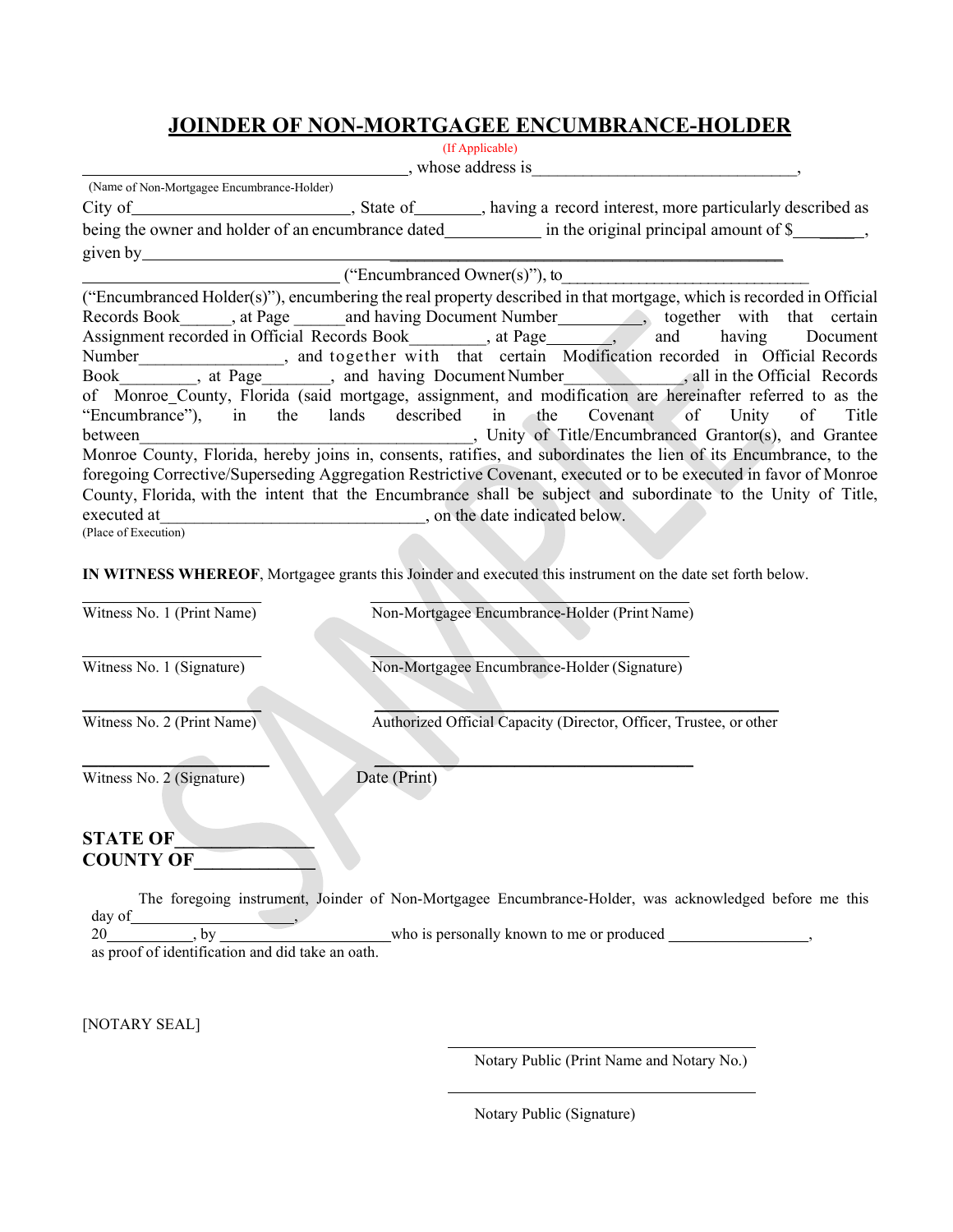# JOINDER OF NON-MORTGAGEE ENCUMBRANCE-HOLDER

(If Applicable)

______________________________________, whose address is______________________________,
(Name of Non-Mortgagee Encumbrance-Holder)

City of__________________________, State of________, having a record interest, more particularly described as being the owner and holder of an encumbrance dated___________ in the original principal amount of $_________, given by_______________________________________________________________________________
_____________________________ ("Encumbranced Owner(s)"), to_____________________________ ("Encumbranced Holder(s)"), encumbering the real property described in that mortgage, which is recorded in Official Records Book______, at Page ______and having Document Number__________, together with that certain Assignment recorded in Official Records Book_________, at Page________, and having Document Number_________________, and together with that certain Modification recorded in Official Records Book_________, at Page________, and having Document Number______________, all in the Official Records of Monroe County, Florida (said mortgage, assignment, and modification are hereinafter referred to as the "Encumbrance"), in the lands described in the Covenant of Unity of Title between_______________________________________, Unity of Title/Encumbranced Grantor(s), and Grantee Monroe County, Florida, hereby joins in, consents, ratifies, and subordinates the lien of its Encumbrance, to the foregoing Corrective/Superseding Aggregation Restrictive Covenant, executed or to be executed in favor of Monroe County, Florida, with the intent that the Encumbrance shall be subject and subordinate to the Unity of Title, executed at_______________________________, on the date indicated below.
(Place of Execution)

**IN WITNESS WHEREOF**, Mortgagee grants this Joinder and executed this instrument on the date set forth below.

______________________ Witness No. 1 (Print Name)

______________________ Witness No. 1 (Signature)

______________________ Witness No. 2 (Print Name)

______________________ Witness No. 2 (Signature)

______________________________________ Non-Mortgagee Encumbrance-Holder (Print Name)

______________________________________ Non-Mortgagee Encumbrance-Holder (Signature)

______________________________________ Authorized Official Capacity (Director, Officer, Trustee, or other

______________________________________ Date (Print)

**STATE OF________________**
**COUNTY OF_____________**

The foregoing instrument, Joinder of Non-Mortgagee Encumbrance-Holder, was acknowledged before me this day of____________________, 20___________, by _____________________who is personally known to me or produced _________________, as proof of identification and did take an oath.

[NOTARY SEAL]

______________________________________
Notary Public (Print Name and Notary No.)

______________________________________
Notary Public (Signature)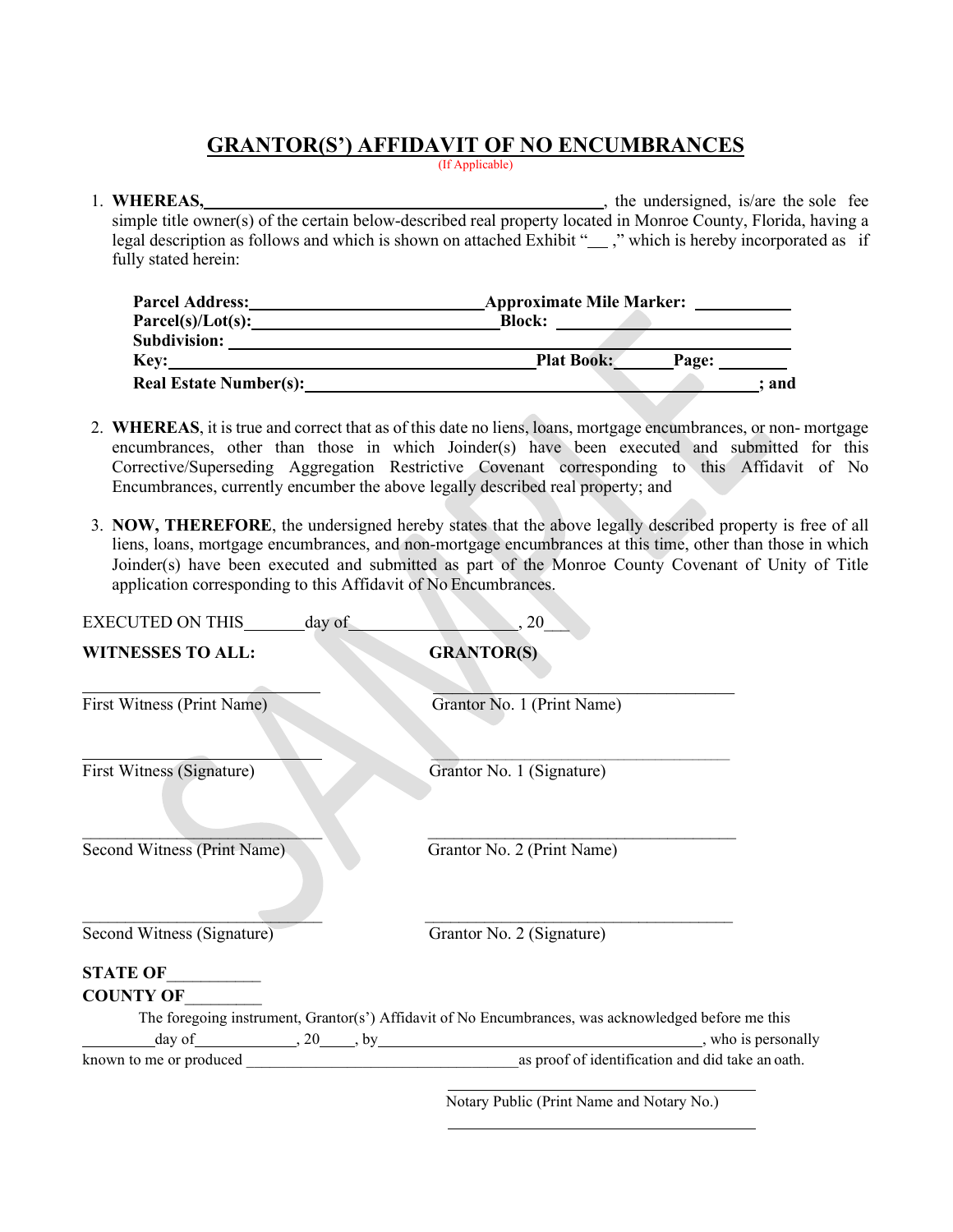# GRANTOR(S') AFFIDAVIT OF NO ENCUMBRANCES

(If Applicable)

1. **WHEREAS,** ______________________________________, the undersigned, is/are the sole fee simple title owner(s) of the certain below-described real property located in Monroe County, Florida, having a legal description as follows and which is shown on attached Exhibit "__ ," which is hereby incorporated as if fully stated herein:

   **Parcel Address:** ______________________ **Approximate Mile Marker:** __________
   **Parcel(s)/Lot(s):** ______________________ **Block:** ______________________
   **Subdivision:** ______________________________________________
   **Key:** ______________________________ **Plat Book:** ______ **Page:** ______
   **Real Estate Number(s):** ______________________________________ **; and**

2. **WHEREAS**, it is true and correct that as of this date no liens, loans, mortgage encumbrances, or non- mortgage encumbrances, other than those in which Joinder(s) have been executed and submitted for this Corrective/Superseding Aggregation Restrictive Covenant corresponding to this Affidavit of No Encumbrances, currently encumber the above legally described real property; and

3. **NOW, THEREFORE**, the undersigned hereby states that the above legally described property is free of all liens, loans, mortgage encumbrances, and non-mortgage encumbrances at this time, other than those in which Joinder(s) have been executed and submitted as part of the Monroe County Covenant of Unity of Title application corresponding to this Affidavit of No Encumbrances.

EXECUTED ON THIS_______day of____________________, 20___

| **WITNESSES TO ALL:** | **GRANTOR(S)** |
|---|---|
| ___________________________ | ___________________________ |
| First Witness (Print Name) | Grantor No. 1 (Print Name) |
| ___________________________ | ___________________________ |
| First Witness (Signature) | Grantor No. 1 (Signature) |
| ___________________________ | ___________________________ |
| Second Witness (Print Name) | Grantor No. 2 (Print Name) |
| ___________________________ | ___________________________ |
| Second Witness (Signature) | Grantor No. 2 (Signature) |

**STATE OF**___________
**COUNTY OF**_________

The foregoing instrument, Grantor(s') Affidavit of No Encumbrances, was acknowledged before me this _________day of____________, 20____, by______________________________________, who is personally known to me or produced __________________________________as proof of identification and did take an oath.

___________________________________
Notary Public (Print Name and Notary No.)

___________________________________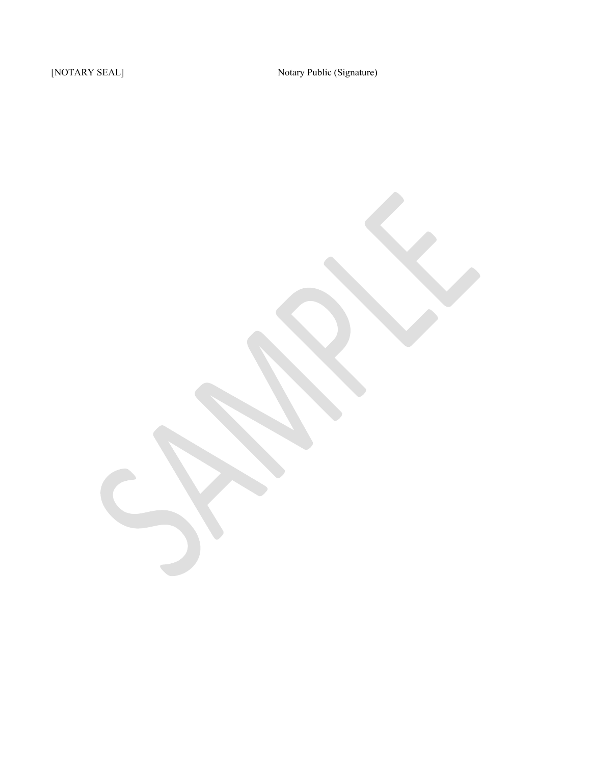[NOTARY SEAL] Notary Public (Signature)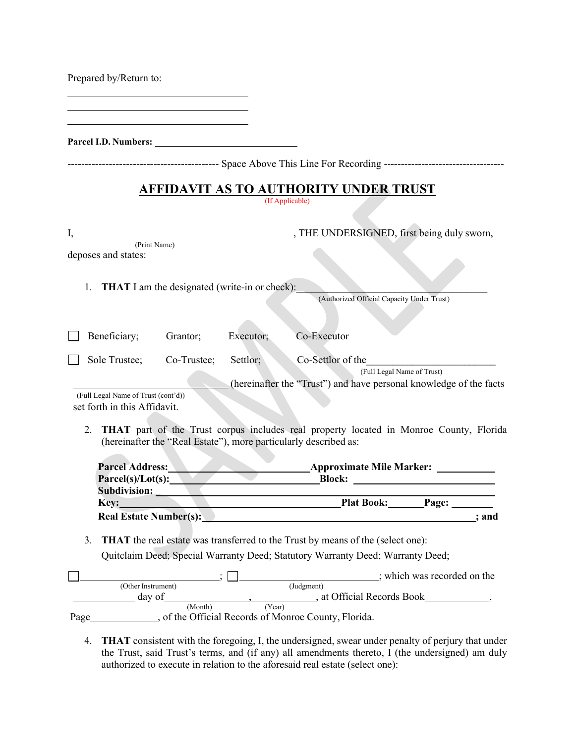Prepared by/Return to:

\_\_\_\_\_\_\_\_\_\_\_\_\_\_\_\_\_\_\_\_\_\_\_\_\_\_\_\_\_\_\_\_

\_\_\_\_\_\_\_\_\_\_\_\_\_\_\_\_\_\_\_\_\_\_\_\_\_\_\_\_\_\_\_\_

\_\_\_\_\_\_\_\_\_\_\_\_\_\_\_\_\_\_\_\_\_\_\_\_\_\_\_\_\_\_\_\_

**Parcel I.D. Numbers:** \_\_\_\_\_\_\_\_\_\_\_\_\_\_\_\_\_\_\_\_\_\_\_\_\_\_

------------------------------------------- Space Above This Line For Recording -----------------------------------

# AFFIDAVIT AS TO AUTHORITY UNDER TRUST

(If Applicable)

I,\_\_\_\_\_\_\_\_\_\_\_\_\_\_\_\_\_\_\_\_\_\_\_\_\_\_\_\_\_\_\_\_\_\_\_\_\_\_, THE UNDERSIGNED, first being duly sworn,
(Print Name)
deposes and states:

1. **THAT** I am the designated (write-in or check):\_\_\_\_\_\_\_\_\_\_\_\_\_\_\_\_\_\_\_\_\_\_\_\_\_\_\_\_\_\_\_\_\_\_\_\_
(Authorized Official Capacity Under Trust)

☐ Beneficiary; Grantor; Executor; Co-Executor

☐ Sole Trustee; Co-Trustee; Settlor; Co-Settlor of the\_\_\_\_\_\_\_\_\_\_\_\_\_\_\_\_\_\_\_\_\_\_\_\_
(Full Legal Name of Trust)
\_\_\_\_\_\_\_\_\_\_\_\_\_\_\_\_\_\_\_\_\_\_\_\_\_\_\_\_ (hereinafter the "Trust") and have personal knowledge of the facts
(Full Legal Name of Trust (cont'd))
set forth in this Affidavit.

2. **THAT** part of the Trust corpus includes real property located in Monroe County, Florida (hereinafter the "Real Estate"), more particularly described as:

**Parcel Address:**\_\_\_\_\_\_\_\_\_\_\_\_\_\_\_\_\_\_\_\_\_\_\_\_\_\_**Approximate Mile Marker:** \_\_\_\_\_\_\_\_\_\_
**Parcel(s)/Lot(s):**\_\_\_\_\_\_\_\_\_\_\_\_\_\_\_\_\_\_\_\_\_\_\_\_\_\_\_\_**Block:** \_\_\_\_\_\_\_\_\_\_\_\_\_\_\_\_\_\_\_\_\_\_\_\_
**Subdivision:** \_\_\_\_\_\_\_\_\_\_\_\_\_\_\_\_\_\_\_\_\_\_\_\_\_\_\_\_\_\_\_\_\_\_\_\_\_\_\_\_\_\_\_\_\_\_\_\_\_\_\_\_\_\_\_\_\_\_\_\_
**Key:**\_\_\_\_\_\_\_\_\_\_\_\_\_\_\_\_\_\_\_\_\_\_\_\_\_\_\_\_\_\_\_\_\_\_\_\_\_\_\_\_\_\_**Plat Book:**\_\_\_\_\_\_\_**Page:** \_\_\_\_\_\_\_
**Real Estate Number(s):**\_\_\_\_\_\_\_\_\_\_\_\_\_\_\_\_\_\_\_\_\_\_\_\_\_\_\_\_\_\_\_\_\_\_\_\_\_\_\_\_\_\_\_\_\_\_**; and**

3. **THAT** the real estate was transferred to the Trust by means of the (select one):
Quitclaim Deed; Special Warranty Deed; Statutory Warranty Deed; Warranty Deed;

☐\_\_\_\_\_\_\_\_\_\_\_\_\_\_\_\_\_\_\_\_\_\_\_\_\_\_; ☐\_\_\_\_\_\_\_\_\_\_\_\_\_\_\_\_\_\_\_\_\_\_\_\_\_\_; which was recorded on the
(Other Instrument) (Judgment)
\_\_\_\_\_\_\_\_\_\_\_ day of\_\_\_\_\_\_\_\_\_\_\_\_\_\_\_\_,\_\_\_\_\_\_\_\_\_\_\_\_, at Official Records Book\_\_\_\_\_\_\_\_\_\_\_\_,
(Month) (Year)
Page\_\_\_\_\_\_\_\_\_\_\_\_, of the Official Records of Monroe County, Florida.

4. **THAT** consistent with the foregoing, I, the undersigned, swear under penalty of perjury that under the Trust, said Trust's terms, and (if any) all amendments thereto, I (the undersigned) am duly authorized to execute in relation to the aforesaid real estate (select one):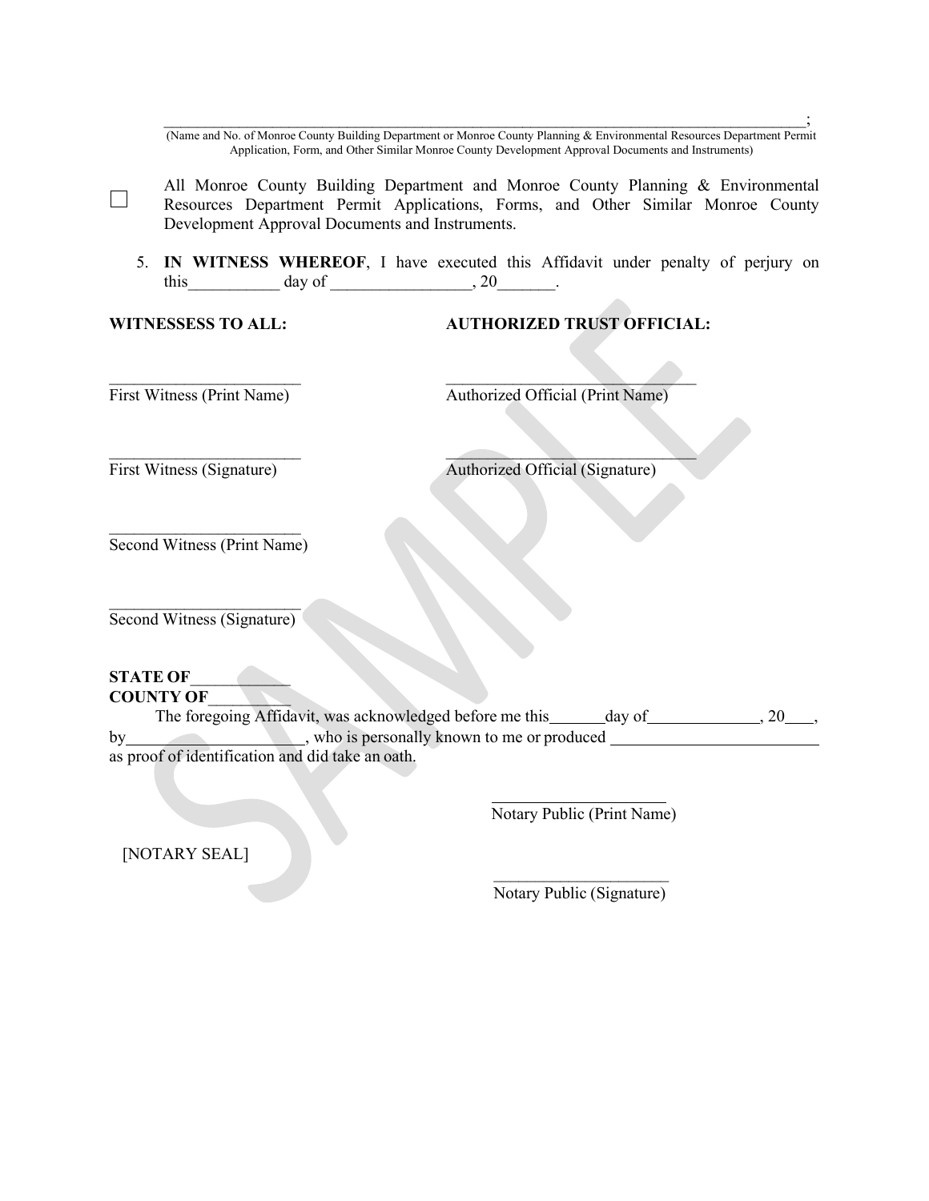______________________________________________________________________________;
(Name and No. of Monroe County Building Department or Monroe County Planning & Environmental Resources Department Permit Application, Form, and Other Similar Monroe County Development Approval Documents and Instruments)

☐ All Monroe County Building Department and Monroe County Planning & Environmental Resources Department Permit Applications, Forms, and Other Similar Monroe County Development Approval Documents and Instruments.

5. **IN WITNESS WHEREOF**, I have executed this Affidavit under penalty of perjury on this___________ day of _________________, 20_______.

**WITNESSESS TO ALL:**

________________________
First Witness (Print Name)

________________________
First Witness (Signature)

________________________
Second Witness (Print Name)

________________________
Second Witness (Signature)

**AUTHORIZED TRUST OFFICIAL:**

________________________________
Authorized Official (Print Name)

________________________________
Authorized Official (Signature)

**STATE OF**____________
**COUNTY OF**__________

The foregoing Affidavit, was acknowledged before me this_______day of______________, 20____, by______________________, who is personally known to me or produced __________________________ as proof of identification and did take an oath.

______________________
Notary Public (Print Name)

[NOTARY SEAL]

______________________
Notary Public (Signature)

SAMPLE